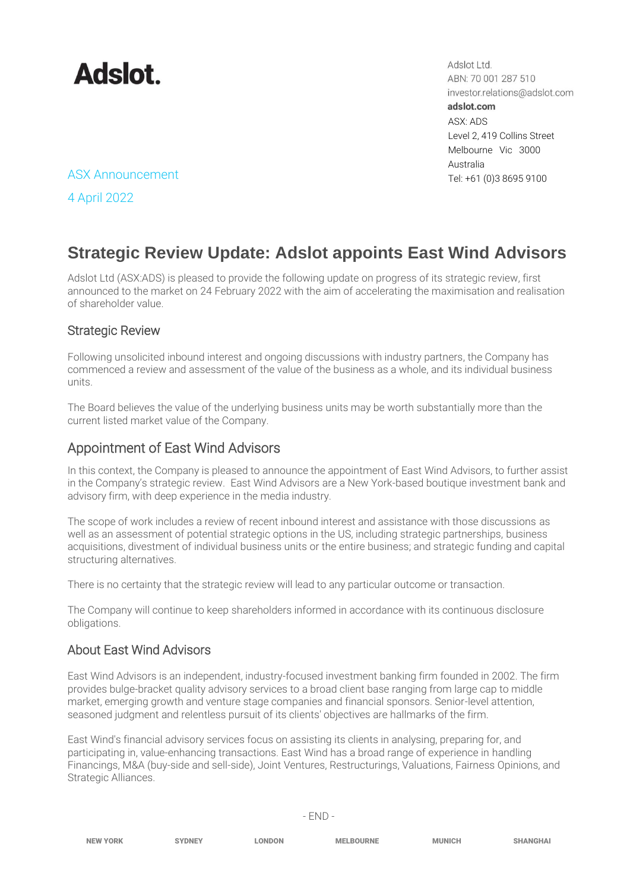# Adslot.

Adslot Ltd.
ABN: 70 001 287 510
investor.relations@adslot.com
**adslot.com**
ASX: ADS
Level 2, 419 Collins Street
Melbourne Vic 3000
Australia
Tel: +61 (0)3 8695 9100

ASX Announcement

4 April 2022

## Strategic Review Update: Adslot appoints East Wind Advisors

Adslot Ltd (ASX:ADS) is pleased to provide the following update on progress of its strategic review, first announced to the market on 24 February 2022 with the aim of accelerating the maximisation and realisation of shareholder value.

### Strategic Review

Following unsolicited inbound interest and ongoing discussions with industry partners, the Company has commenced a review and assessment of the value of the business as a whole, and its individual business units.

The Board believes the value of the underlying business units may be worth substantially more than the current listed market value of the Company.

### Appointment of East Wind Advisors

In this context, the Company is pleased to announce the appointment of East Wind Advisors, to further assist in the Company's strategic review. East Wind Advisors are a New York-based boutique investment bank and advisory firm, with deep experience in the media industry.

The scope of work includes a review of recent inbound interest and assistance with those discussions as well as an assessment of potential strategic options in the US, including strategic partnerships, business acquisitions, divestment of individual business units or the entire business; and strategic funding and capital structuring alternatives.

There is no certainty that the strategic review will lead to any particular outcome or transaction.

The Company will continue to keep shareholders informed in accordance with its continuous disclosure obligations.

### About East Wind Advisors

East Wind Advisors is an independent, industry-focused investment banking firm founded in 2002. The firm provides bulge-bracket quality advisory services to a broad client base ranging from large cap to middle market, emerging growth and venture stage companies and financial sponsors. Senior-level attention, seasoned judgment and relentless pursuit of its clients' objectives are hallmarks of the firm.

East Wind's financial advisory services focus on assisting its clients in analysing, preparing for, and participating in, value-enhancing transactions. East Wind has a broad range of experience in handling Financings, M&A (buy-side and sell-side), Joint Ventures, Restructurings, Valuations, Fairness Opinions, and Strategic Alliances.

- END -

NEW YORK SYDNEY LONDON MELBOURNE MUNICH SHANGHAI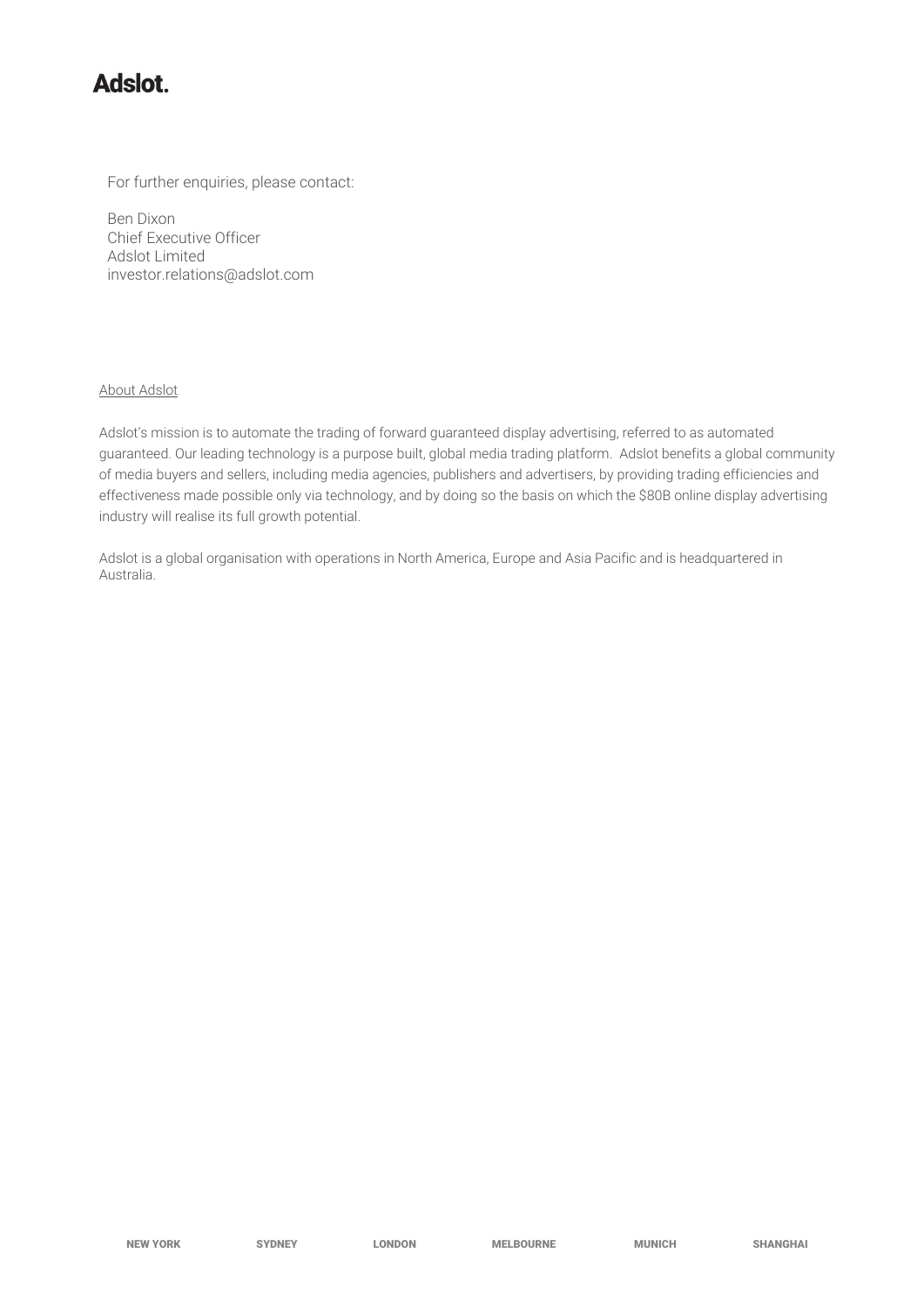For further enquiries, please contact:

Ben Dixon
Chief Executive Officer
Adslot Limited
investor.relations@adslot.com

About Adslot

Adslot's mission is to automate the trading of forward guaranteed display advertising, referred to as automated guaranteed. Our leading technology is a purpose built, global media trading platform. Adslot benefits a global community of media buyers and sellers, including media agencies, publishers and advertisers, by providing trading efficiencies and effectiveness made possible only via technology, and by doing so the basis on which the $80B online display advertising industry will realise its full growth potential.

Adslot is a global organisation with operations in North America, Europe and Asia Pacific and is headquartered in Australia.